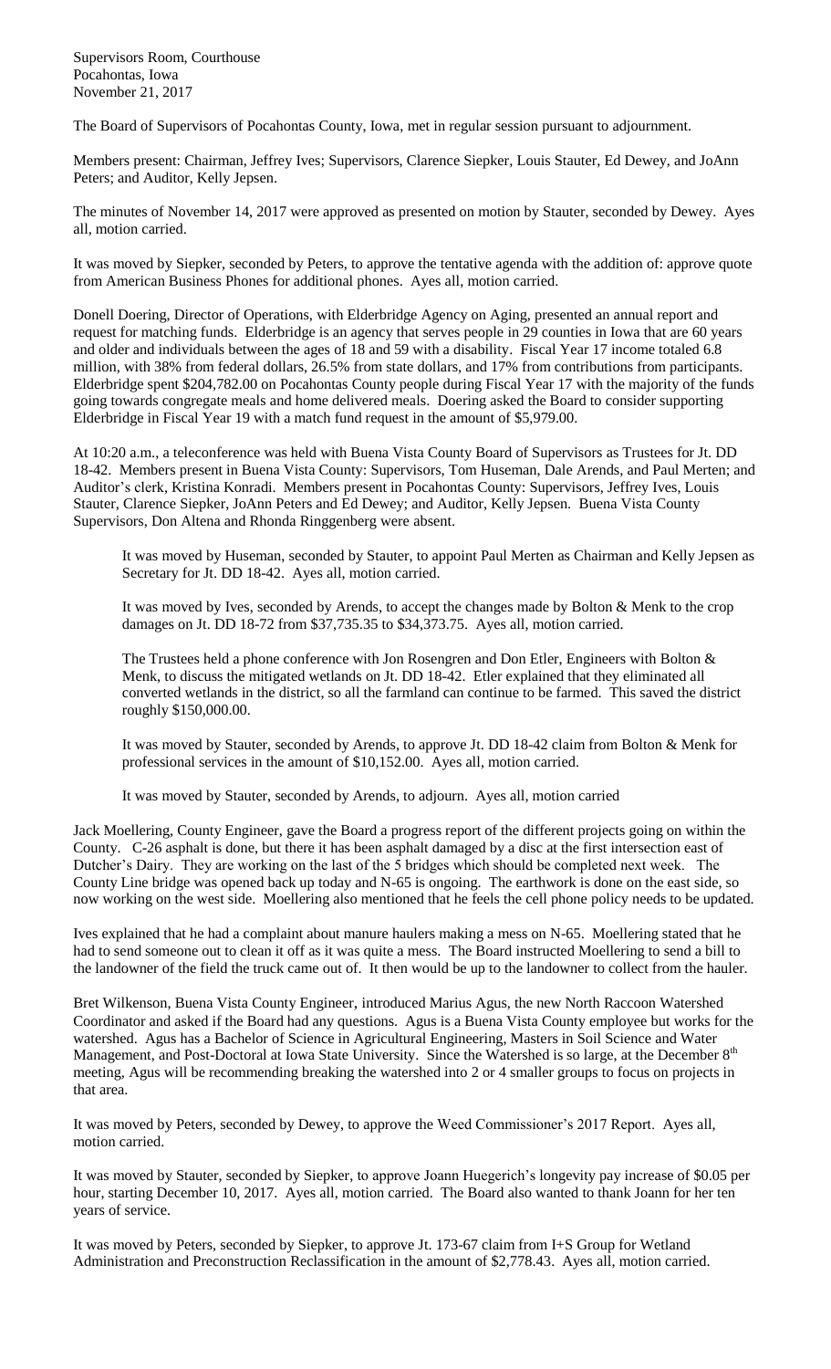Supervisors Room, Courthouse
Pocahontas, Iowa
November 21, 2017

The Board of Supervisors of Pocahontas County, Iowa, met in regular session pursuant to adjournment.

Members present: Chairman, Jeffrey Ives; Supervisors, Clarence Siepker, Louis Stauter, Ed Dewey, and JoAnn Peters; and Auditor, Kelly Jepsen.

The minutes of November 14, 2017 were approved as presented on motion by Stauter, seconded by Dewey. Ayes all, motion carried.

It was moved by Siepker, seconded by Peters, to approve the tentative agenda with the addition of: approve quote from American Business Phones for additional phones. Ayes all, motion carried.

Donell Doering, Director of Operations, with Elderbridge Agency on Aging, presented an annual report and request for matching funds. Elderbridge is an agency that serves people in 29 counties in Iowa that are 60 years and older and individuals between the ages of 18 and 59 with a disability. Fiscal Year 17 income totaled 6.8 million, with 38% from federal dollars, 26.5% from state dollars, and 17% from contributions from participants. Elderbridge spent $204,782.00 on Pocahontas County people during Fiscal Year 17 with the majority of the funds going towards congregate meals and home delivered meals. Doering asked the Board to consider supporting Elderbridge in Fiscal Year 19 with a match fund request in the amount of $5,979.00.

At 10:20 a.m., a teleconference was held with Buena Vista County Board of Supervisors as Trustees for Jt. DD 18-42. Members present in Buena Vista County: Supervisors, Tom Huseman, Dale Arends, and Paul Merten; and Auditor's clerk, Kristina Konradi. Members present in Pocahontas County: Supervisors, Jeffrey Ives, Louis Stauter, Clarence Siepker, JoAnn Peters and Ed Dewey; and Auditor, Kelly Jepsen. Buena Vista County Supervisors, Don Altena and Rhonda Ringgenberg were absent.

> It was moved by Huseman, seconded by Stauter, to appoint Paul Merten as Chairman and Kelly Jepsen as Secretary for Jt. DD 18-42. Ayes all, motion carried.
>
> It was moved by Ives, seconded by Arends, to accept the changes made by Bolton & Menk to the crop damages on Jt. DD 18-72 from $37,735.35 to $34,373.75. Ayes all, motion carried.
>
> The Trustees held a phone conference with Jon Rosengren and Don Etler, Engineers with Bolton & Menk, to discuss the mitigated wetlands on Jt. DD 18-42. Etler explained that they eliminated all converted wetlands in the district, so all the farmland can continue to be farmed. This saved the district roughly $150,000.00.
>
> It was moved by Stauter, seconded by Arends, to approve Jt. DD 18-42 claim from Bolton & Menk for professional services in the amount of $10,152.00. Ayes all, motion carried.
>
> It was moved by Stauter, seconded by Arends, to adjourn. Ayes all, motion carried

Jack Moellering, County Engineer, gave the Board a progress report of the different projects going on within the County. C-26 asphalt is done, but there it has been asphalt damaged by a disc at the first intersection east of Dutcher's Dairy. They are working on the last of the 5 bridges which should be completed next week. The County Line bridge was opened back up today and N-65 is ongoing. The earthwork is done on the east side, so now working on the west side. Moellering also mentioned that he feels the cell phone policy needs to be updated.

Ives explained that he had a complaint about manure haulers making a mess on N-65. Moellering stated that he had to send someone out to clean it off as it was quite a mess. The Board instructed Moellering to send a bill to the landowner of the field the truck came out of. It then would be up to the landowner to collect from the hauler.

Bret Wilkenson, Buena Vista County Engineer, introduced Marius Agus, the new North Raccoon Watershed Coordinator and asked if the Board had any questions. Agus is a Buena Vista County employee but works for the watershed. Agus has a Bachelor of Science in Agricultural Engineering, Masters in Soil Science and Water Management, and Post-Doctoral at Iowa State University. Since the Watershed is so large, at the December 8th meeting, Agus will be recommending breaking the watershed into 2 or 4 smaller groups to focus on projects in that area.

It was moved by Peters, seconded by Dewey, to approve the Weed Commissioner's 2017 Report. Ayes all, motion carried.

It was moved by Stauter, seconded by Siepker, to approve Joann Huegerich's longevity pay increase of $0.05 per hour, starting December 10, 2017. Ayes all, motion carried. The Board also wanted to thank Joann for her ten years of service.

It was moved by Peters, seconded by Siepker, to approve Jt. 173-67 claim from I+S Group for Wetland Administration and Preconstruction Reclassification in the amount of $2,778.43. Ayes all, motion carried.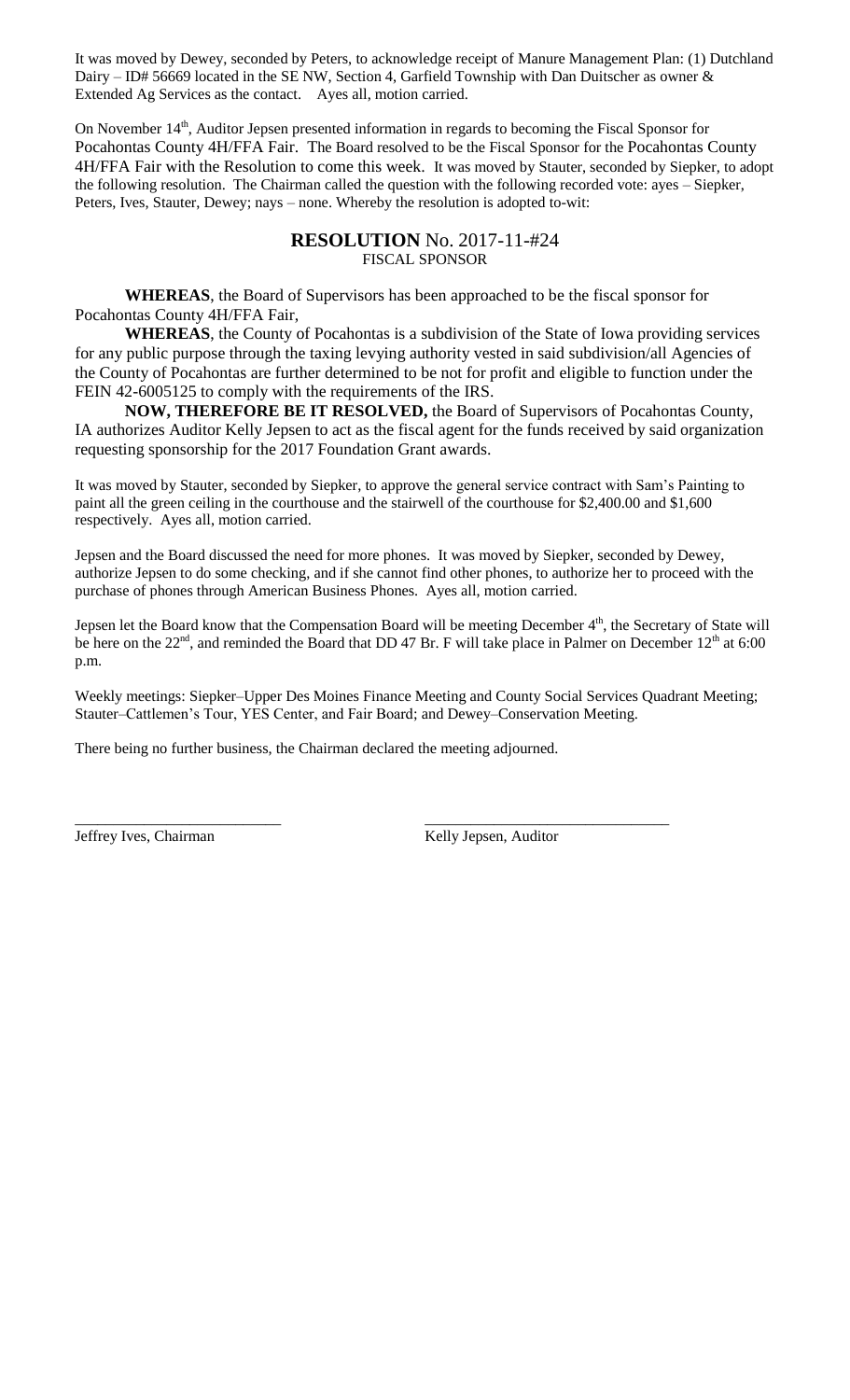It was moved by Dewey, seconded by Peters, to acknowledge receipt of Manure Management Plan: (1) Dutchland Dairy – ID# 56669 located in the SE NW, Section 4, Garfield Township with Dan Duitscher as owner & Extended Ag Services as the contact. Ayes all, motion carried.

On November 14th, Auditor Jepsen presented information in regards to becoming the Fiscal Sponsor for Pocahontas County 4H/FFA Fair. The Board resolved to be the Fiscal Sponsor for the Pocahontas County 4H/FFA Fair with the Resolution to come this week. It was moved by Stauter, seconded by Siepker, to adopt the following resolution. The Chairman called the question with the following recorded vote: ayes – Siepker, Peters, Ives, Stauter, Dewey; nays – none. Whereby the resolution is adopted to-wit:

## RESOLUTION No. 2017-11-#24
FISCAL SPONSOR

**WHEREAS**, the Board of Supervisors has been approached to be the fiscal sponsor for Pocahontas County 4H/FFA Fair,

**WHEREAS**, the County of Pocahontas is a subdivision of the State of Iowa providing services for any public purpose through the taxing levying authority vested in said subdivision/all Agencies of the County of Pocahontas are further determined to be not for profit and eligible to function under the FEIN 42-6005125 to comply with the requirements of the IRS.

**NOW, THEREFORE BE IT RESOLVED,** the Board of Supervisors of Pocahontas County, IA authorizes Auditor Kelly Jepsen to act as the fiscal agent for the funds received by said organization requesting sponsorship for the 2017 Foundation Grant awards.

It was moved by Stauter, seconded by Siepker, to approve the general service contract with Sam's Painting to paint all the green ceiling in the courthouse and the stairwell of the courthouse for $2,400.00 and $1,600 respectively. Ayes all, motion carried.

Jepsen and the Board discussed the need for more phones. It was moved by Siepker, seconded by Dewey, authorize Jepsen to do some checking, and if she cannot find other phones, to authorize her to proceed with the purchase of phones through American Business Phones. Ayes all, motion carried.

Jepsen let the Board know that the Compensation Board will be meeting December 4th, the Secretary of State will be here on the 22nd, and reminded the Board that DD 47 Br. F will take place in Palmer on December 12th at 6:00 p.m.

Weekly meetings: Siepker–Upper Des Moines Finance Meeting and County Social Services Quadrant Meeting; Stauter–Cattlemen's Tour, YES Center, and Fair Board; and Dewey–Conservation Meeting.

There being no further business, the Chairman declared the meeting adjourned.

\_\_\_\_\_\_\_\_\_\_\_\_\_\_\_\_\_\_\_\_\_\_\_\_\_\_\_ \_\_\_\_\_\_\_\_\_\_\_\_\_\_\_\_\_\_\_\_\_\_\_\_\_\_\_\_\_\_\_\_
Jeffrey Ives, Chairman Kelly Jepsen, Auditor